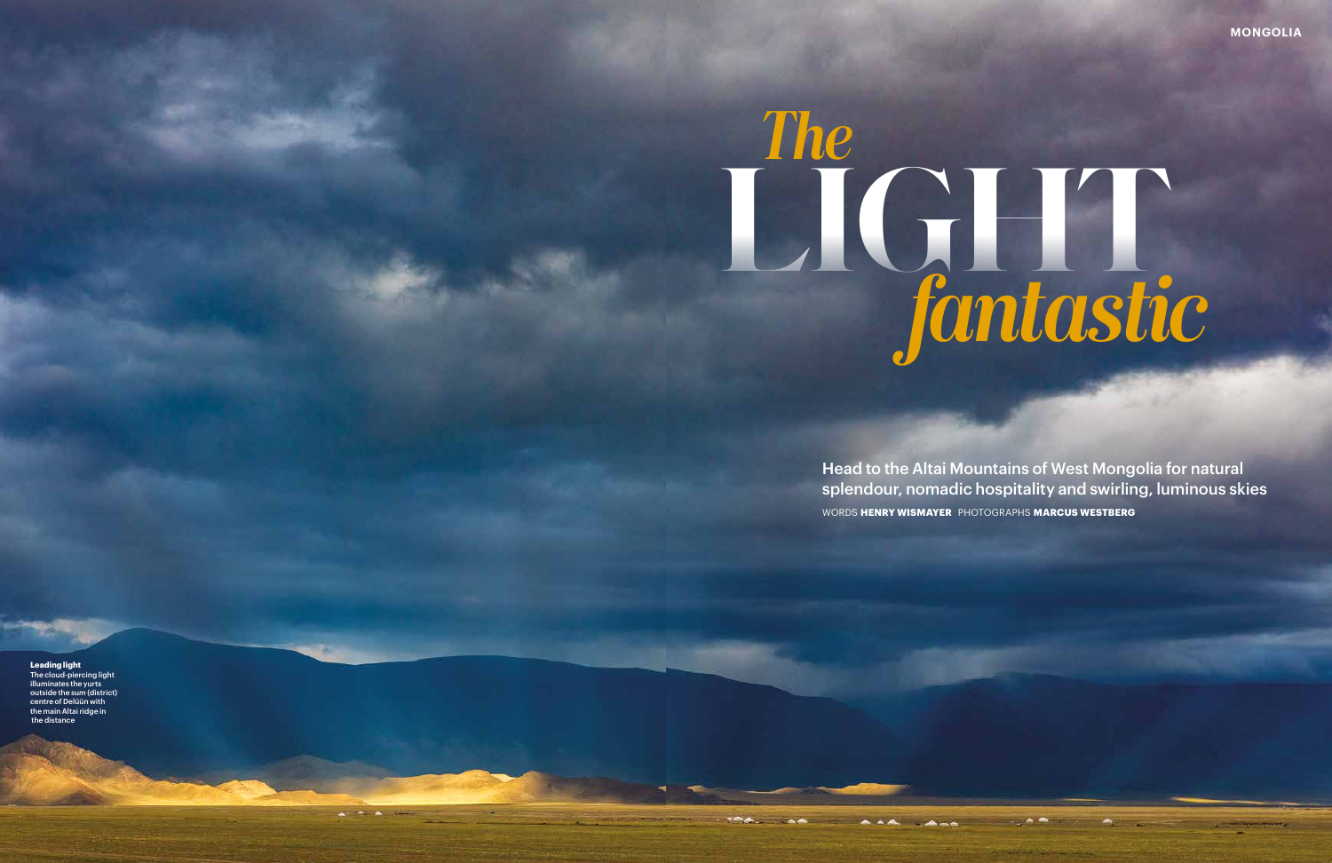# *The* LIGHT *fantastic*

**Head to the Altai Mountains of West Mongolia for natural splendour, nomadic hospitality and swirling, luminous skies**

WORDS **HENRY WISMAYER** PHOTOGRAPHS **MARCUS WESTBERG**

**Leading light**
The cloud-piercing light illuminates the yurts outside the *sum* (district) centre of Delüün with the main Altai ridge in the distance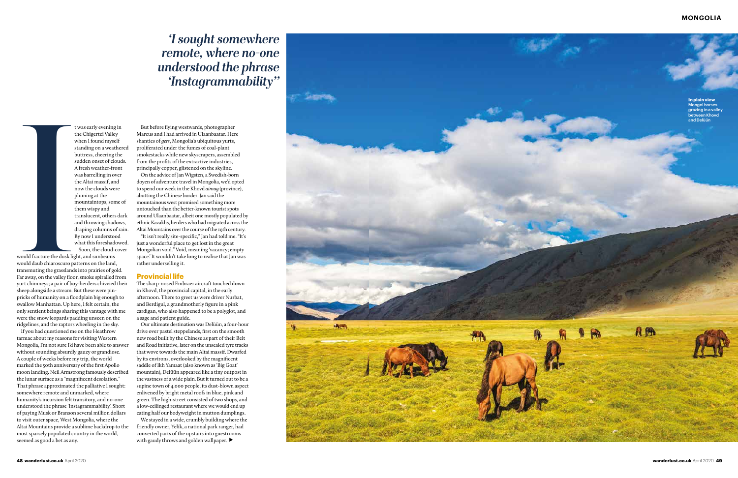*'I sought somewhere remote, where no-one understood the phrase 'Instagrammability''*

It was early evening in the Chigertei Valley when I found myself standing on a weathered buttress, cheering the sudden onset of clouds. A fresh weather-front was barrelling in over the Altai massif, and now the clouds were pluming at the mountaintops, some of them wispy and translucent, others dark and throwing shadows, draping columns of rain. By now I understood what this foreshadowed. Soon, the cloud-cover would fracture the dusk light, and sunbeams would daub chiaroscuro patterns on the land, transmuting the grasslands into prairies of gold. Far away, on the valley floor, smoke spiralled from yurt chimneys; a pair of boy-herders chivvied their sheep alongside a stream. But these were pin-pricks of humanity on a floodplain big enough to swallow Manhattan. Up here, I felt certain, the only sentient beings sharing this vantage with me were the snow leopards padding unseen on the ridgelines, and the raptors wheeling in the sky.

If you had questioned me on the Heathrow tarmac about my reasons for visiting Western Mongolia, I'm not sure I'd have been able to answer without sounding absurdly gauzy or grandiose. A couple of weeks before my trip, the world marked the 50th anniversary of the first Apollo moon landing. Neil Armstrong famously described the lunar surface as a "magnificent desolation." That phrase approximated the palliative I sought: somewhere remote and unmarked, where humanity's incursion felt transitory, and no-one understood the phrase 'Instagrammability'. Short of paying Musk or Branson several million dollars to visit outer space, West Mongolia, where the Altai Mountains provide a sublime backdrop to the most sparsely populated country in the world, seemed as good a bet as any.

But before flying westwards, photographer Marcus and I had arrived in Ulaanbaatar. Here shanties of *gers*, Mongolia's ubiquitous yurts, proliferated under the fumes of coal-plant smokestacks while new skyscrapers, assembled from the profits of the extractive industries, principally copper, glistened on the skyline.

On the advice of Jan Wigsten, a Swedish-born doyen of adventure travel in Mongolia, we'd opted to spend our week in the Khovd *aimag* (province), abutting the Chinese border. Jan said the mountainous west promised something more untouched than the better-known tourist spots around Ulaanbaatar, albeit one mostly populated by ethnic Kazakhs, herders who had migrated across the Altai Mountains over the course of the 19th century.

"It isn't really site-specific," Jan had told me. "It's just a wonderful place to get lost in the great Mongolian void." Void, meaning 'vacancy; empty space.' It wouldn't take long to realise that Jan was rather underselling it.

## Provincial life

The sharp-nosed Embraer aircraft touched down in Khovd, the provincial capital, in the early afternoon. There to greet us were driver Nurbat, and Berdigul, a grandmotherly figure in a pink cardigan, who also happened to be a polyglot, and a sage and patient guide.

Our ultimate destination was Delüün, a four-hour drive over pastel steppelands, first on the smooth new road built by the Chinese as part of their Belt and Road initiative, later on the unsealed tyre tracks that wove towards the main Altai massif. Dwarfed by its environs, overlooked by the magnificent saddle of Ikh Yamaat (also known as 'Big Goat' mountain), Delüün appeared like a tiny outpost in the vastness of a wide plain. But it turned out to be a supine town of 4,000 people, its dust-blown aspect enlivened by bright metal roofs in blue, pink and green. The high-street consisted of two shops, and a low-ceilinged restaurant where we would end up eating half our bodyweight in mutton dumplings.

We stayed in a wide, crumbly building where the friendly owner, Yelik, a national park ranger, had converted parts of the upstairs into guestrooms with gaudy throws and golden wallpaper. ▶

**In plain view** Mongol horses grazing in a valley between Khovd and Delüün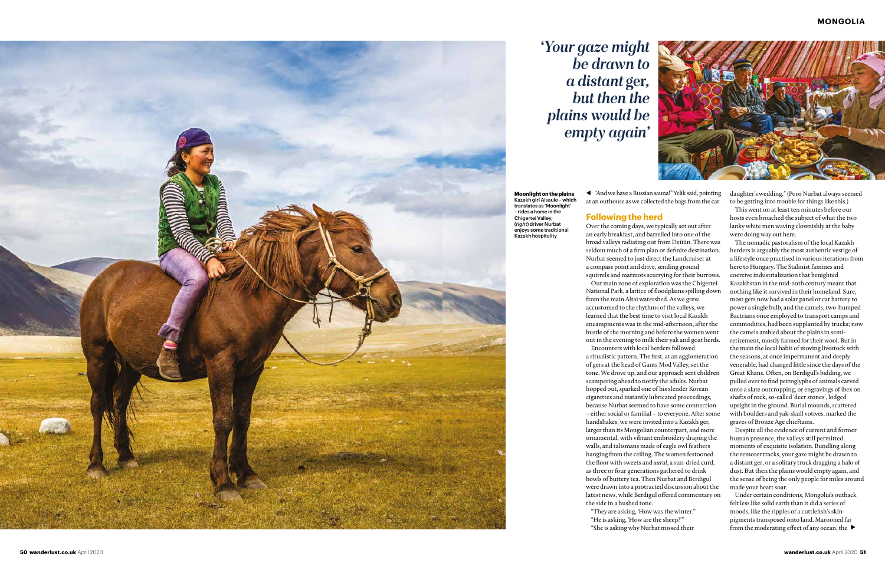*'Your gaze might be drawn to a distant* ger, *but then the plains would be empty again'*

**Moonlight on the plains** Kazakh girl Aisaule – which translates as 'Moonlight' – rides a horse in the Chigertei Valley; (*right*) driver Nurbat enjoys some traditional Kazakh hospitality

"And we have a Russian sauna!" Yelik said, pointing at an outhouse as we collected the bags from the car.

## Following the herd

Over the coming days, we typically set out after an early breakfast, and barrelled into one of the broad valleys radiating out from Deüün. There was seldom much of a firm plan or definite destination. Nurbat seemed to just direct the Landcruiser at a compass point and drive, sending ground squirrels and marmots scurrying for their burrows.

Our main zone of exploration was the Chigertei National Park, a lattice of floodplains spilling down from the main Altai watershed. As we grew accustomed to the rhythms of the valleys, we learned that the best time to visit local Kazakh encampments was in the mid-afternoon, after the bustle of the morning and before the women went out in the evening to milk their yak and goat herds.

Encounters with local herders followed a ritualistic pattern. The first, at an agglomeration of gers at the head of Gants Mod Valley, set the tone. We drove up, and our approach sent children scampering ahead to notify the adults. Nurbat hopped out, sparked one of his slender Korean cigarettes and instantly lubricated proceedings, because Nurbat seemed to have some connection – either social or familial – to everyone. After some handshakes, we were invited into a Kazakh ger, larger than its Mongolian counterpart, and more ornamental, with vibrant embroidery draping the walls, and talismans made of eagle owl feathers hanging from the ceiling. The women festooned the floor with sweets and *aarul*, a sun-dried curd, as three or four generations gathered to drink bowls of buttery tea. Then Nurbat and Berdigul were drawn into a protracted discussion about the latest news, while Berdigul offered commentary on the side in a hushed tone.

"They are asking, 'How was the winter.'"

"He is asking, 'How are the sheep?'"

"She is asking why Nurbat missed their daughter's wedding." (Poor Nurbat always seemed to be getting into trouble for things like this.)

This went on at least ten minutes before our hosts even broached the subject of what the two lanky white men waving clownishly at the baby were doing way out here.

The nomadic pastoralism of the local Kazakh herders is arguably the most authentic vestige of a lifestyle once practised in various iterations from here to Hungary. The Stalinist famines and coercive industrialization that benighted Kazakhstan in the mid-20th century meant that nothing like it survived in their homeland. Sure, most gers now had a solar panel or car battery to power a single bulb, and the camels, two-humped Bactrians once employed to transport camps and commodities, had been supplanted by trucks; now the camels ambled about the plains in semi-retirement, mostly farmed for their wool. But in the main the local habit of moving livestock with the seasons, at once impermanent and deeply venerable, had changed little since the days of the Great Khans. Often, on Berdigul's bidding, we pulled over to find petroglyphs of animals carved onto a slate outcropping, or engravings of ibex on shafts of rock, so-called 'deer stones', lodged upright in the ground. Burial mounds, scattered with boulders and yak-skull votives, marked the graves of Bronze Age chieftains.

Despite all the evidence of current and former human presence, the valleys still permitted moments of exquisite isolation. Bundling along the remoter tracks, your gaze might be drawn to a distant ger, or a solitary truck dragging a halo of dust. But then the plains would empty again, and the sense of being the only people for miles around made your heart soar.

Under certain conditions, Mongolia's outback felt less like solid earth than it did a series of moods, like the ripples of a cuttlefish's skin-pigments transposed onto land. Marooned far from the moderating effect of any ocean, the ▶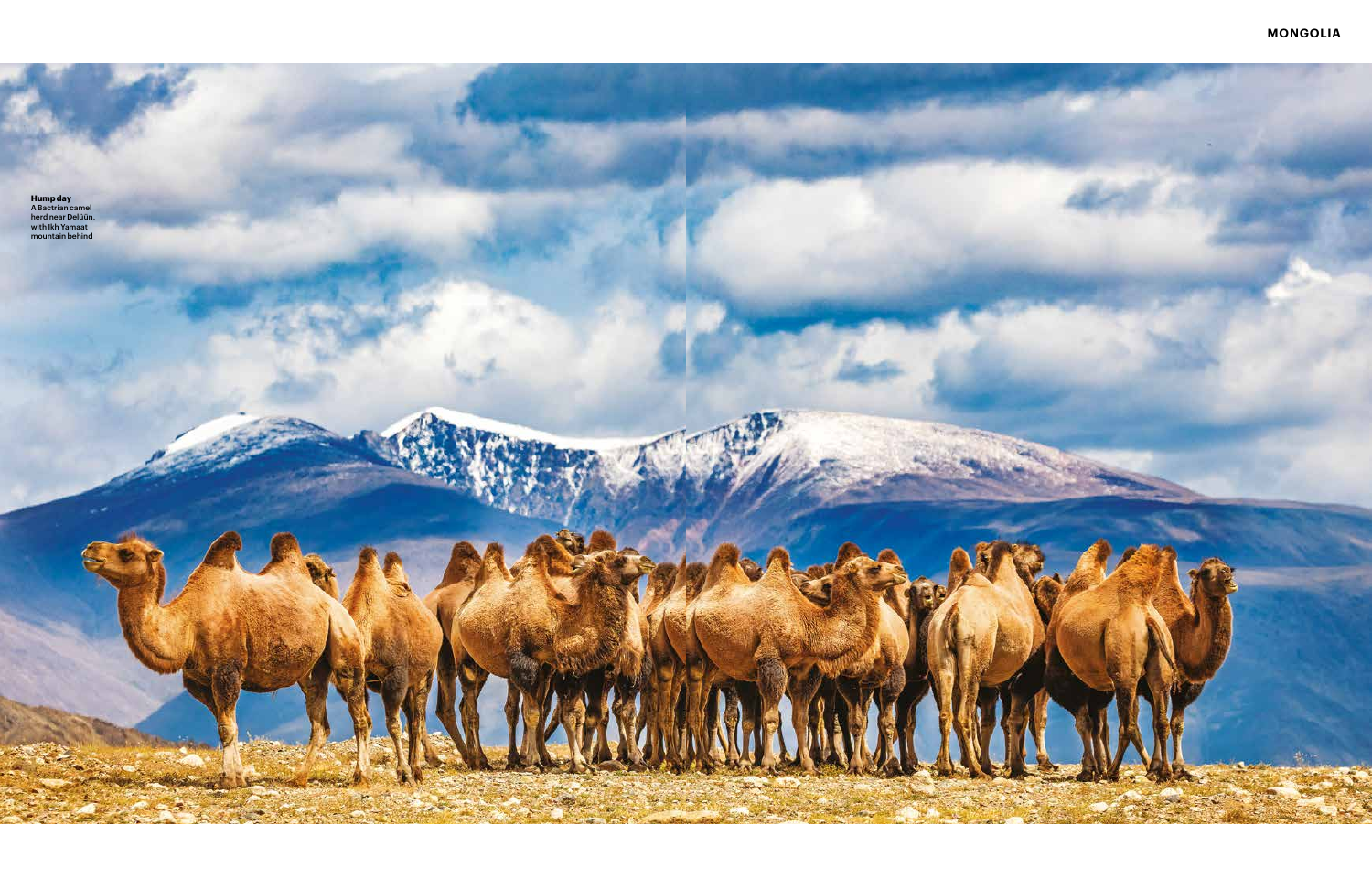**Hump day**
A Bactrian camel herd near Delüün, with Ikh Yamaat mountain behind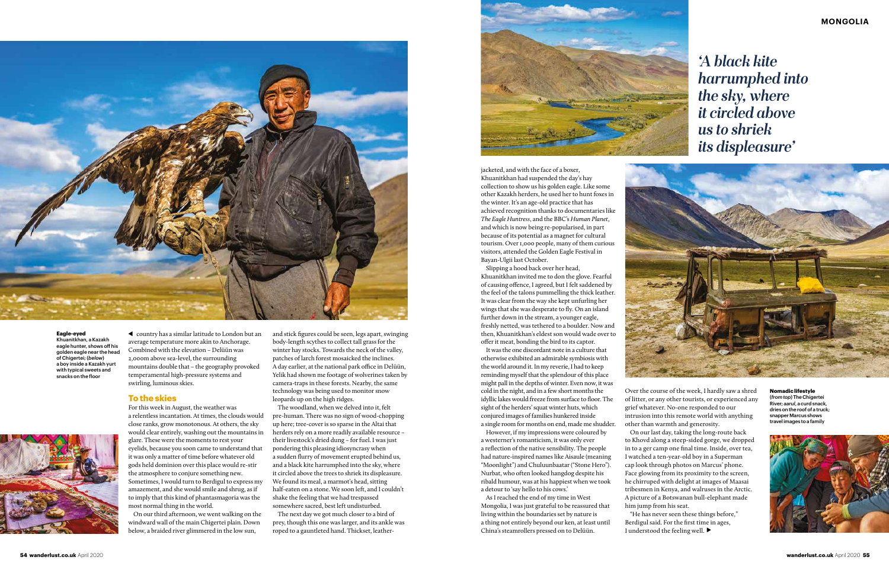**Eagle-eyed** Khuanitkhan, a Kazakh eagle hunter, shows off his golden eagle near the head of Chigertei; (*below*) a boy inside a Kazakh yurt with typical sweets and snacks on the floor

◀ country has a similar latitude to London but an average temperature more akin to Anchorage. Combined with the elevation – Delüün was 2,000m above sea-level, the surrounding mountains double that – the geography provoked temperamental high-pressure systems and swirling, luminous skies.

## To the skies

For this week in August, the weather was a relentless incantation. At times, the clouds would close ranks, grow monotonous. At others, the sky would clear entirely, washing out the mountains in glare. These were the moments to rest your eyelids, because you soon came to understand that it was only a matter of time before whatever old gods held dominion over this place would re-stir the atmosphere to conjure something new. Sometimes, I would turn to Berdigul to express my amazement, and she would smile and shrug, as if to imply that this kind of phantasmagoria was the most normal thing in the world.

On our third afternoon, we went walking on the windward wall of the main Chigertei plain. Down below, a braided river glimmered in the low sun, and stick figures could be seen, legs apart, swinging body-length scythes to collect tall grass for the winter hay stocks. Towards the neck of the valley, patches of larch forest mosaicked the inclines. A day earlier, at the national park office in Delüün, Yelik had shown me footage of wolverines taken by camera-traps in these forests. Nearby, the same technology was being used to monitor snow leopards up on the high ridges.

The woodland, when we delved into it, felt pre-human. There was no sign of wood-chopping up here; tree-cover is so sparse in the Altai that herders rely on a more readily available resource – their livestock's dried dung – for fuel. I was just pondering this pleasing idiosyncrasy when a sudden flurry of movement erupted behind us, and a black kite harrumphed into the sky, where it circled above the trees to shriek its displeasure. We found its meal, a marmot's head, sitting half-eaten on a stone. We soon left, and I couldn't shake the feeling that we had trespassed somewhere sacred, best left undisturbed.

The next day we got much closer to a bird of prey, though this one was larger, and its ankle was roped to a gauntleted hand. Thickset, leather-jacketed, and with the face of a boxer, Khuanitkhan had suspended the day's hay collection to show us his golden eagle. Like some other Kazakh herders, he used her to hunt foxes in the winter. It's an age-old practice that has achieved recognition thanks to documentaries like *The Eagle Huntress*, and the BBC's *Human Planet*, and which is now being re-popularised, in part because of its potential as a magnet for cultural tourism. Over 1,000 people, many of them curious visitors, attended the Golden Eagle Festival in Bayan-Ulgii last October.

Slipping a hood back over her head, Khuanitkhan invited me to don the glove. Fearful of causing offence, I agreed, but I felt saddened by the feel of the talons pummelling the thick leather. It was clear from the way she kept unfurling her wings that she was desperate to fly. On an island further down in the stream, a younger eagle, freshly netted, was tethered to a boulder. Now and then, Khuanitkhan's eldest son would wade over to offer it meat, bonding the bird to its captor.

It was the one discordant note in a culture that otherwise exhibited an admirable symbiosis with the world around it. In my reverie, I had to keep reminding myself that the splendour of this place might pall in the depths of winter. Even now, it was cold in the night, and in a few short months the idyllic lakes would freeze from surface to floor. The sight of the herders' squat winter huts, which conjured images of families hunkered inside a single room for months on end, made me shudder.

However, if my impressions were coloured by a westerner's romanticism, it was only ever a reflection of the native sensibility. The people had nature-inspired names like Aisaule (meaning "Moonlight") and Chuluunbaatar ("Stone Hero"). Nurbat, who often looked hangdog despite his ribald humour, was at his happiest when we took a detour to 'say hello to his cows.'

As I reached the end of my time in West Mongolia, I was just grateful to be reassured that living within the boundaries set by nature is a thing not entirely beyond our ken, at least until China's steamrollers pressed on to Delüün.

*'A black kite harrumphed into the sky, where it circled above us to shriek its displeasure'*

Over the course of the week, I hardly saw a shred of litter, or any other tourists, or experienced any grief whatever. No-one responded to our intrusion into this remote world with anything other than warmth and generosity.

On our last day, taking the long-route back to Khovd along a steep-sided gorge, we dropped in to a ger camp one final time. Inside, over tea, I watched a ten-year-old boy in a Superman cap look through photos on Marcus' phone. Face glowing from its proximity to the screen, he chirruped with delight at images of Maasai tribesmen in Kenya, and walruses in the Arctic. A picture of a Botswanan bull-elephant made him jump from his seat.

"He has never seen these things before," Berdigul said. For the first time in ages, I understood the feeling well. ▶

**Nomadic lifestyle** (*from top*) The Chigertei River; *aarul*, a curd snack, dries on the roof of a truck; snapper Marcus shows travel images to a family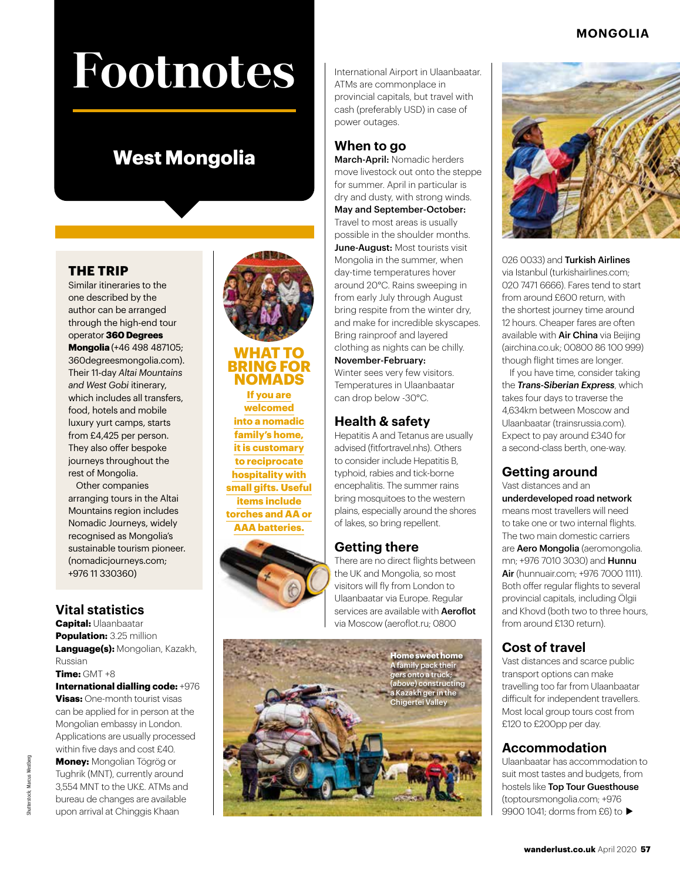# Footnotes

## West Mongolia

### THE TRIP

Similar itineraries to the one described by the author can be arranged through the high-end tour operator **360 Degrees Mongolia** (+46 498 487105; 360degreesmongolia.com). Their 11-day *Altai Mountains and West Gobi* itinerary, which includes all transfers, food, hotels and mobile luxury yurt camps, starts from £4,425 per person. They also offer bespoke journeys throughout the rest of Mongolia.

Other companies arranging tours in the Altai Mountains region includes Nomadic Journeys, widely recognised as Mongolia's sustainable tourism pioneer. (nomadicjourneys.com; +976 11 330360)

### WHAT TO BRING FOR NOMADS

**If you are welcomed into a nomadic family's home, it is customary to reciprocate hospitality with small gifts. Useful items include torches and AA or AAA batteries.**

## Vital statistics

**Capital:** Ulaanbaatar
**Population:** 3.25 million
**Language(s):** Mongolian, Kazakh, Russian
**Time:** GMT +8
**International dialling code:** +976
**Visas:** One-month tourist visas can be applied for in person at the Mongolian embassy in London. Applications are usually processed within five days and cost £40.
**Money:** Mongolian Tögrög or Tughrik (MNT), currently around 3,554 MNT to the UK£. ATMs and bureau de changes are available upon arrival at Chinggis Khaan International Airport in Ulaanbaatar. ATMs are commonplace in provincial capitals, but travel with cash (preferably USD) in case of power outages.

## When to go

**March-April:** Nomadic herders move livestock out onto the steppe for summer. April in particular is dry and dusty, with strong winds.
**May and September-October:** Travel to most areas is usually possible in the shoulder months.
**June-August:** Most tourists visit Mongolia in the summer, when day-time temperatures hover around 20°C. Rains sweeping in from early July through August bring respite from the winter dry, and make for incredible skyscapes. Bring rainproof and layered clothing as nights can be chilly.
**November-February:** Winter sees very few visitors. Temperatures in Ulaanbaatar can drop below -30°C.

## Health & safety

Hepatitis A and Tetanus are usually advised (fitfortravel.nhs). Others to consider include Hepatitis B, typhoid, rabies and tick-borne encephalitis. The summer rains bring mosquitoes to the western plains, especially around the shores of lakes, so bring repellent.

## Getting there

There are no direct flights between the UK and Mongolia, so most visitors will fly from London to Ulaanbaatar via Europe. Regular services are available with **Aeroflot** via Moscow (aeroflot.ru; 0800 026 0033) and **Turkish Airlines** via Istanbul (turkishairlines.com; 020 7471 6666). Fares tend to start from around £600 return, with the shortest journey time around 12 hours. Cheaper fares are often available with **Air China** via Beijing (airchina.co.uk; 00800 86 100 999) though flight times are longer.

If you have time, consider taking the ***Trans-Siberian Express***, which takes four days to traverse the 4,634km between Moscow and Ulaanbaatar (trainsrussia.com). Expect to pay around £340 for a second-class berth, one-way.

**Home sweet home** A family pack their *gers* onto a truck; (*above*) constructing a Kazakh ger in the Chigertei Valley

## Getting around

Vast distances and an **underdeveloped road network** means most travellers will need to take one or two internal flights. The two main domestic carriers are **Aero Mongolia** (aeromongolia.mn; +976 7010 3030) and **Hunnu Air** (hunnuair.com; +976 7000 1111). Both offer regular flights to several provincial capitals, including Ölgii and Khovd (both two to three hours, from around £130 return).

## Cost of travel

Vast distances and scarce public transport options can make travelling too far from Ulaanbaatar difficult for independent travellers. Most local group tours cost from £120 to £200pp per day.

## Accommodation

Ulaanbaatar has accommodation to suit most tastes and budgets, from hostels like **Top Tour Guesthouse** (toptoursmongolia.com; +976 9900 1041; dorms from £6) to ▶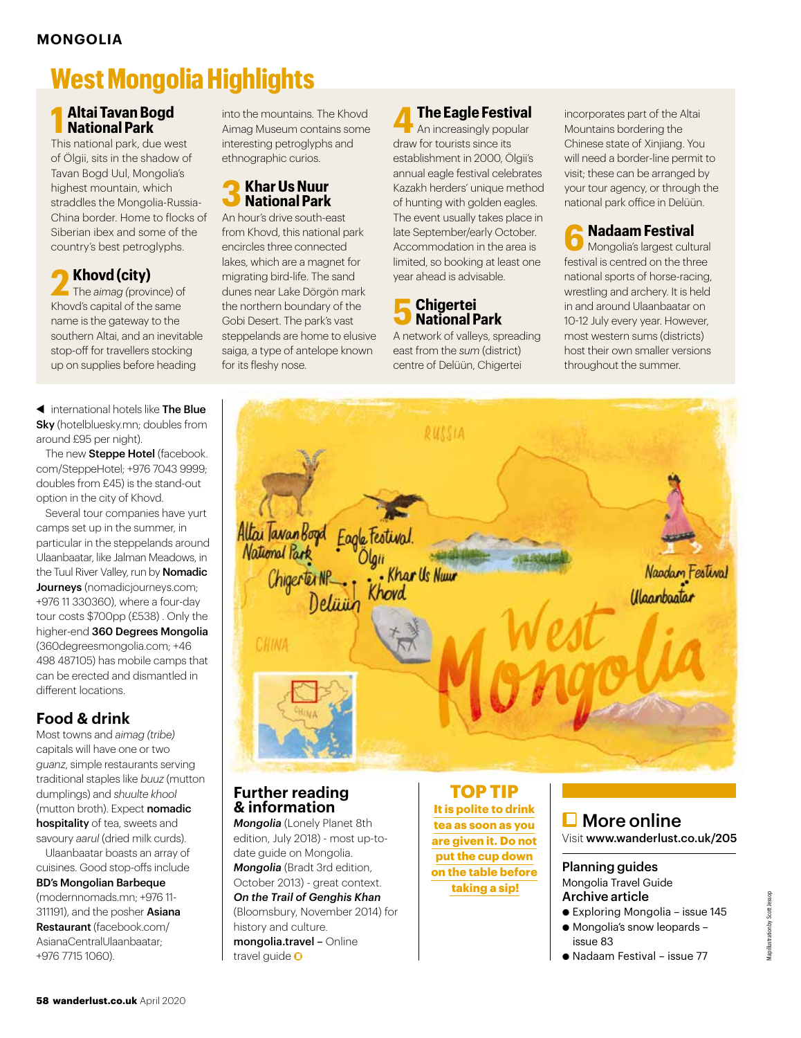MONGOLIA

# West Mongolia Highlights

## 1 Altai Tavan Bogd National Park

This national park, due west of Ölgii, sits in the shadow of Tavan Bogd Uul, Mongolia's highest mountain, which straddles the Mongolia-Russia-China border. Home to flocks of Siberian ibex and some of the country's best petroglyphs.

## 2 Khovd (city)

The *aimag (*province) of Khovd's capital of the same name is the gateway to the southern Altai, and an inevitable stop-off for travellers stocking up on supplies before heading into the mountains. The Khovd Aimag Museum contains some interesting petroglyphs and ethnographic curios.

## 3 Khar Us Nuur National Park

An hour's drive south-east from Khovd, this national park encircles three connected lakes, which are a magnet for migrating bird-life. The sand dunes near Lake Dörgön mark the northern boundary of the Gobi Desert. The park's vast steppelands are home to elusive saiga, a type of antelope known for its fleshy nose.

## 4 The Eagle Festival

An increasingly popular draw for tourists since its establishment in 2000, Ölgii's annual eagle festival celebrates Kazakh herders' unique method of hunting with golden eagles. The event usually takes place in late September/early October. Accommodation in the area is limited, so booking at least one year ahead is advisable.

## 5 Chigertei National Park

A network of valleys, spreading east from the *sum* (district) centre of Delüün, Chigertei incorporates part of the Altai Mountains bordering the Chinese state of Xinjiang. You will need a border-line permit to visit; these can be arranged by your tour agency, or through the national park office in Delüün.

## 6 Nadaam Festival

Mongolia's largest cultural festival is centred on the three national sports of horse-racing, wrestling and archery. It is held in and around Ulaanbaatar on 10-12 July every year. However, most western sums (districts) host their own smaller versions throughout the summer.

◀ international hotels like **The Blue Sky** (hotelbluesky.mn; doubles from around £95 per night).

The new **Steppe Hotel** (facebook.com/SteppeHotel; +976 7043 9999; doubles from £45) is the stand-out option in the city of Khovd.

Several tour companies have yurt camps set up in the summer, in particular in the steppelands around Ulaanbaatar, like Jalman Meadows, in the Tuul River Valley, run by **Nomadic Journeys** (nomadicjourneys.com; +976 11 330360), where a four-day tour costs $700pp (£538) . Only the higher-end **360 Degrees Mongolia** (360degreesmongolia.com; +46 498 487105) has mobile camps that can be erected and dismantled in different locations.

## Food & drink

Most towns and *aimag (tribe)* capitals will have one or two *guanz*, simple restaurants serving traditional staples like *buuz* (mutton dumplings) and *shuulte khool* (mutton broth). Expect **nomadic hospitality** of tea, sweets and savoury *aarul* (dried milk curds).

Ulaanbaatar boasts an array of cuisines. Good stop-offs include **BD's Mongolian Barbeque** (modernnomads.mn; +976 11-311191), and the posher **Asiana Restaurant** (facebook.com/AsianaCentralUlaanbaatar; +976 7715 1060).

RUSSIA
Altai Tavan Bogd National Park
Eagle Festival
Ölgii
Chigertei NP
Khar Us Nuur
Khovd
Delüün
Naadam Festival
Ulaanbaatar
CHINA
West Mongolia

## Further reading & information

***Mongolia*** (Lonely Planet 8th edition, July 2018) - most up-to-date guide on Mongolia.
***Mongolia*** (Bradt 3rd edition, October 2013) - great context.
***On the Trail of Genghis Khan*** (Bloomsbury, November 2014) for history and culture.
**mongolia.travel** – Online travel guide

## TOP TIP

**It is polite to drink tea as soon as you are given it. Do not put the cup down on the table before taking a sip!**

## More online

Visit **www.wanderlust.co.uk/205**

**Planning guides**
Mongolia Travel Guide
**Archive article**
- Exploring Mongolia – issue 145
- Mongolia's snow leopards – issue 83
- Nadaam Festival – issue 77

Map illustration by Scott Jessop